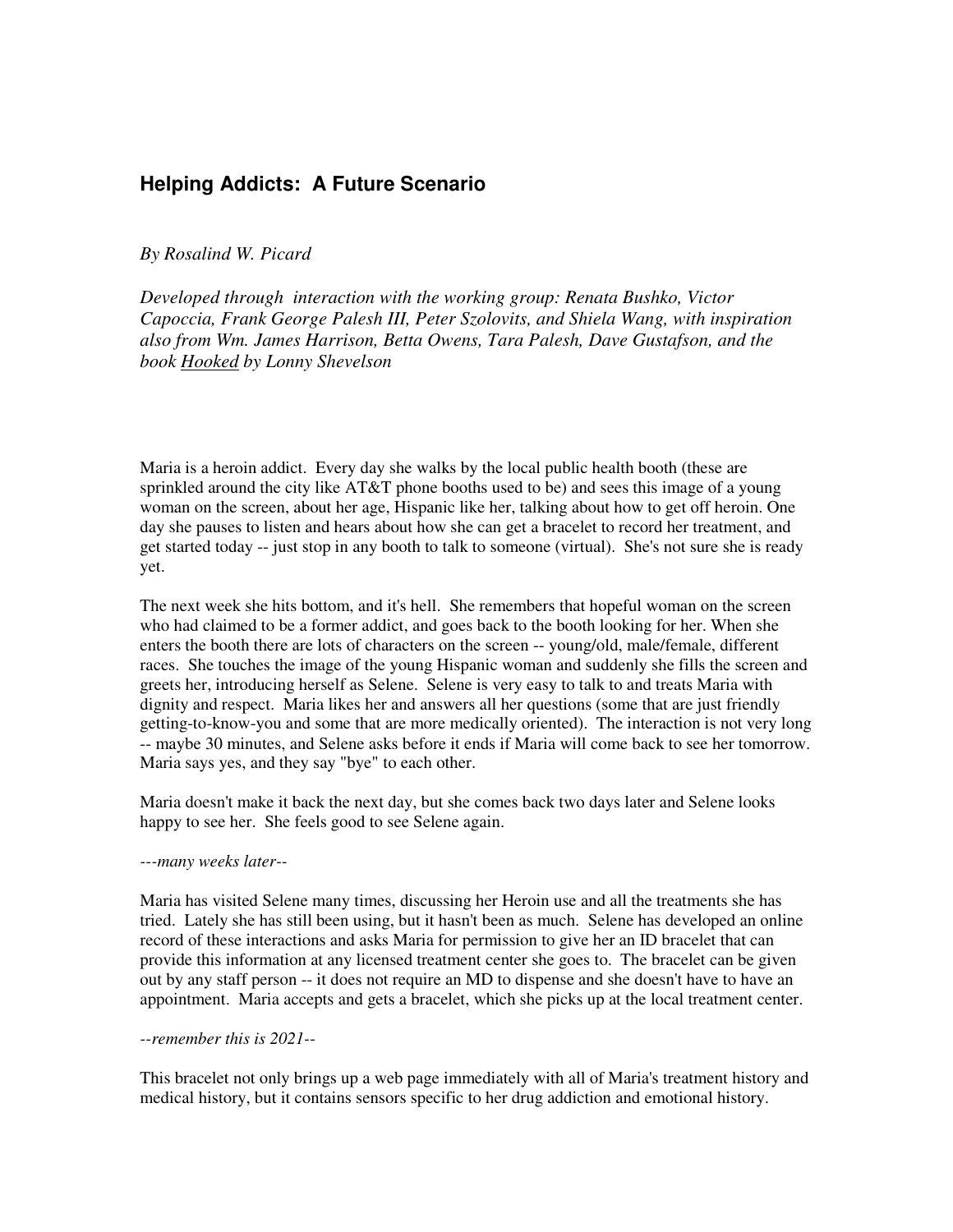## Helping Addicts: A Future Scenario

*By Rosalind W. Picard*

*Developed through interaction with the working group: Renata Bushko, Victor Capoccia, Frank George Palesh III, Peter Szolovits, and Shiela Wang, with inspiration also from Wm. James Harrison, Betta Owens, Tara Palesh, Dave Gustafson, and the book* <u>*Hooked*</u> *by Lonny Shevelson*

Maria is a heroin addict. Every day she walks by the local public health booth (these are sprinkled around the city like AT&T phone booths used to be) and sees this image of a young woman on the screen, about her age, Hispanic like her, talking about how to get off heroin. One day she pauses to listen and hears about how she can get a bracelet to record her treatment, and get started today -- just stop in any booth to talk to someone (virtual). She's not sure she is ready yet.

The next week she hits bottom, and it's hell. She remembers that hopeful woman on the screen who had claimed to be a former addict, and goes back to the booth looking for her. When she enters the booth there are lots of characters on the screen -- young/old, male/female, different races. She touches the image of the young Hispanic woman and suddenly she fills the screen and greets her, introducing herself as Selene. Selene is very easy to talk to and treats Maria with dignity and respect. Maria likes her and answers all her questions (some that are just friendly getting-to-know-you and some that are more medically oriented). The interaction is not very long -- maybe 30 minutes, and Selene asks before it ends if Maria will come back to see her tomorrow. Maria says yes, and they say "bye" to each other.

Maria doesn't make it back the next day, but she comes back two days later and Selene looks happy to see her. She feels good to see Selene again.

*---many weeks later--*

Maria has visited Selene many times, discussing her Heroin use and all the treatments she has tried. Lately she has still been using, but it hasn't been as much. Selene has developed an online record of these interactions and asks Maria for permission to give her an ID bracelet that can provide this information at any licensed treatment center she goes to. The bracelet can be given out by any staff person -- it does not require an MD to dispense and she doesn't have to have an appointment. Maria accepts and gets a bracelet, which she picks up at the local treatment center.

*--remember this is 2021--*

This bracelet not only brings up a web page immediately with all of Maria's treatment history and medical history, but it contains sensors specific to her drug addiction and emotional history.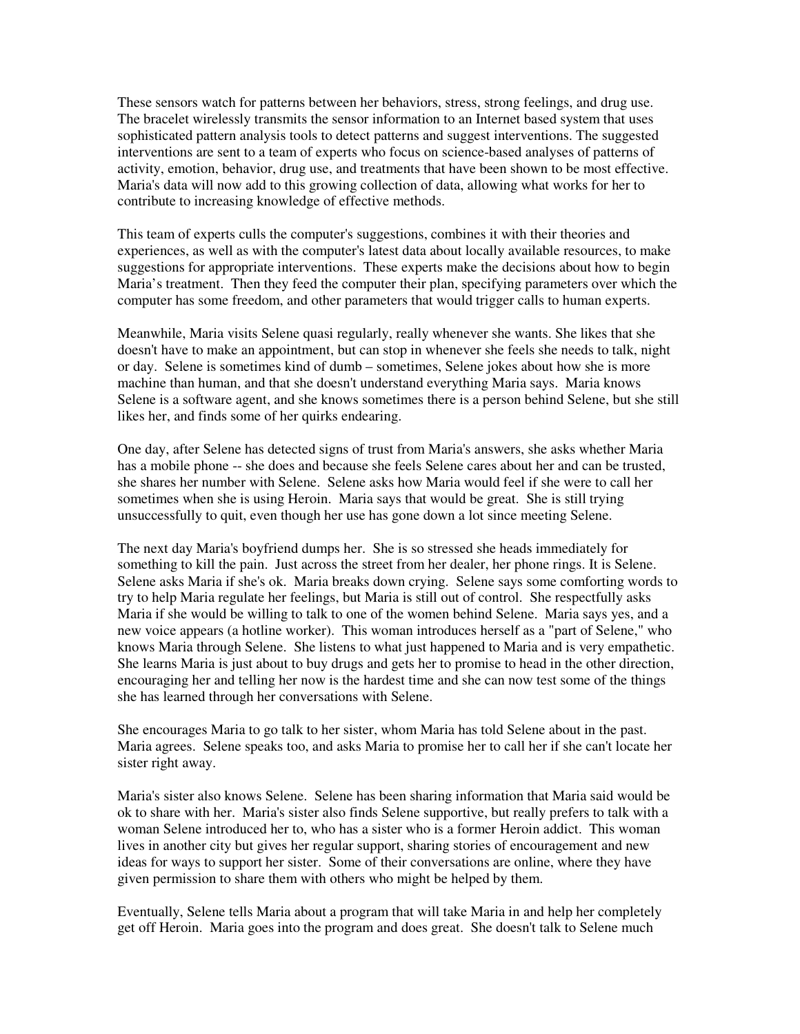These sensors watch for patterns between her behaviors, stress, strong feelings, and drug use. The bracelet wirelessly transmits the sensor information to an Internet based system that uses sophisticated pattern analysis tools to detect patterns and suggest interventions. The suggested interventions are sent to a team of experts who focus on science-based analyses of patterns of activity, emotion, behavior, drug use, and treatments that have been shown to be most effective. Maria's data will now add to this growing collection of data, allowing what works for her to contribute to increasing knowledge of effective methods.

This team of experts culls the computer's suggestions, combines it with their theories and experiences, as well as with the computer's latest data about locally available resources, to make suggestions for appropriate interventions. These experts make the decisions about how to begin Maria's treatment. Then they feed the computer their plan, specifying parameters over which the computer has some freedom, and other parameters that would trigger calls to human experts.

Meanwhile, Maria visits Selene quasi regularly, really whenever she wants. She likes that she doesn't have to make an appointment, but can stop in whenever she feels she needs to talk, night or day. Selene is sometimes kind of dumb – sometimes, Selene jokes about how she is more machine than human, and that she doesn't understand everything Maria says. Maria knows Selene is a software agent, and she knows sometimes there is a person behind Selene, but she still likes her, and finds some of her quirks endearing.

One day, after Selene has detected signs of trust from Maria's answers, she asks whether Maria has a mobile phone -- she does and because she feels Selene cares about her and can be trusted, she shares her number with Selene. Selene asks how Maria would feel if she were to call her sometimes when she is using Heroin. Maria says that would be great. She is still trying unsuccessfully to quit, even though her use has gone down a lot since meeting Selene.

The next day Maria's boyfriend dumps her. She is so stressed she heads immediately for something to kill the pain. Just across the street from her dealer, her phone rings. It is Selene. Selene asks Maria if she's ok. Maria breaks down crying. Selene says some comforting words to try to help Maria regulate her feelings, but Maria is still out of control. She respectfully asks Maria if she would be willing to talk to one of the women behind Selene. Maria says yes, and a new voice appears (a hotline worker). This woman introduces herself as a "part of Selene," who knows Maria through Selene. She listens to what just happened to Maria and is very empathetic. She learns Maria is just about to buy drugs and gets her to promise to head in the other direction, encouraging her and telling her now is the hardest time and she can now test some of the things she has learned through her conversations with Selene.

She encourages Maria to go talk to her sister, whom Maria has told Selene about in the past. Maria agrees. Selene speaks too, and asks Maria to promise her to call her if she can't locate her sister right away.

Maria's sister also knows Selene. Selene has been sharing information that Maria said would be ok to share with her. Maria's sister also finds Selene supportive, but really prefers to talk with a woman Selene introduced her to, who has a sister who is a former Heroin addict. This woman lives in another city but gives her regular support, sharing stories of encouragement and new ideas for ways to support her sister. Some of their conversations are online, where they have given permission to share them with others who might be helped by them.

Eventually, Selene tells Maria about a program that will take Maria in and help her completely get off Heroin. Maria goes into the program and does great. She doesn't talk to Selene much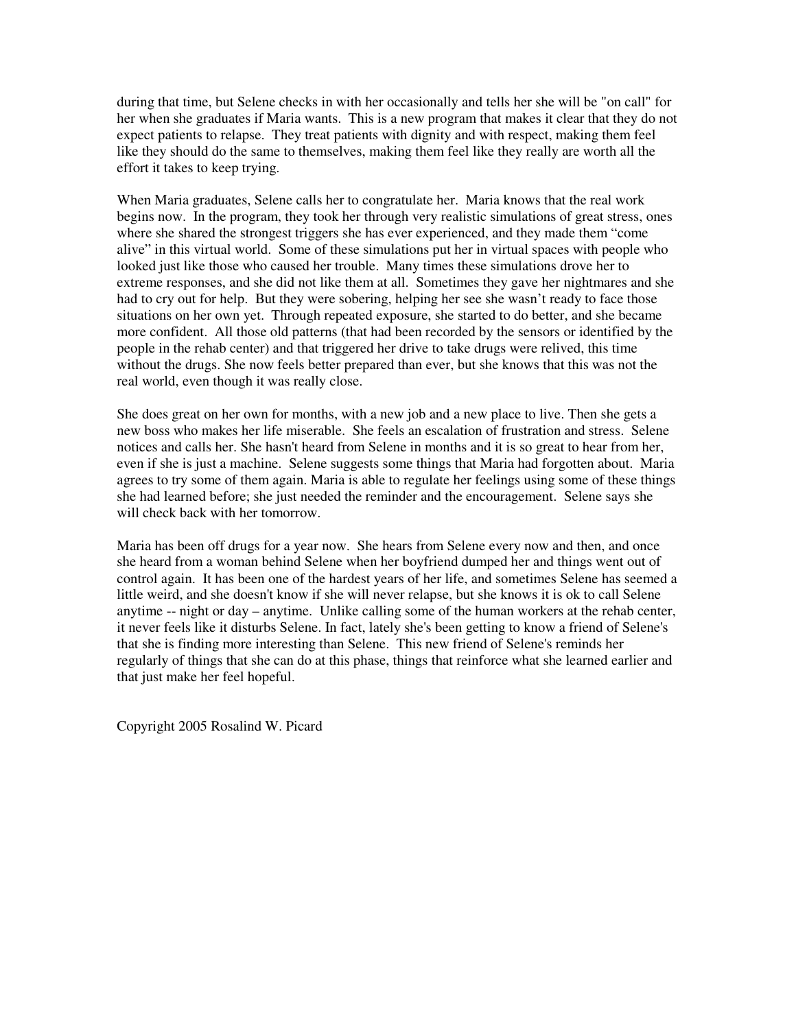during that time, but Selene checks in with her occasionally and tells her she will be "on call" for her when she graduates if Maria wants. This is a new program that makes it clear that they do not expect patients to relapse. They treat patients with dignity and with respect, making them feel like they should do the same to themselves, making them feel like they really are worth all the effort it takes to keep trying.

When Maria graduates, Selene calls her to congratulate her. Maria knows that the real work begins now. In the program, they took her through very realistic simulations of great stress, ones where she shared the strongest triggers she has ever experienced, and they made them "come alive" in this virtual world. Some of these simulations put her in virtual spaces with people who looked just like those who caused her trouble. Many times these simulations drove her to extreme responses, and she did not like them at all. Sometimes they gave her nightmares and she had to cry out for help. But they were sobering, helping her see she wasn't ready to face those situations on her own yet. Through repeated exposure, she started to do better, and she became more confident. All those old patterns (that had been recorded by the sensors or identified by the people in the rehab center) and that triggered her drive to take drugs were relived, this time without the drugs. She now feels better prepared than ever, but she knows that this was not the real world, even though it was really close.

She does great on her own for months, with a new job and a new place to live. Then she gets a new boss who makes her life miserable. She feels an escalation of frustration and stress. Selene notices and calls her. She hasn't heard from Selene in months and it is so great to hear from her, even if she is just a machine. Selene suggests some things that Maria had forgotten about. Maria agrees to try some of them again. Maria is able to regulate her feelings using some of these things she had learned before; she just needed the reminder and the encouragement. Selene says she will check back with her tomorrow.

Maria has been off drugs for a year now. She hears from Selene every now and then, and once she heard from a woman behind Selene when her boyfriend dumped her and things went out of control again. It has been one of the hardest years of her life, and sometimes Selene has seemed a little weird, and she doesn't know if she will never relapse, but she knows it is ok to call Selene anytime -- night or day – anytime. Unlike calling some of the human workers at the rehab center, it never feels like it disturbs Selene. In fact, lately she's been getting to know a friend of Selene's that she is finding more interesting than Selene. This new friend of Selene's reminds her regularly of things that she can do at this phase, things that reinforce what she learned earlier and that just make her feel hopeful.

Copyright 2005 Rosalind W. Picard